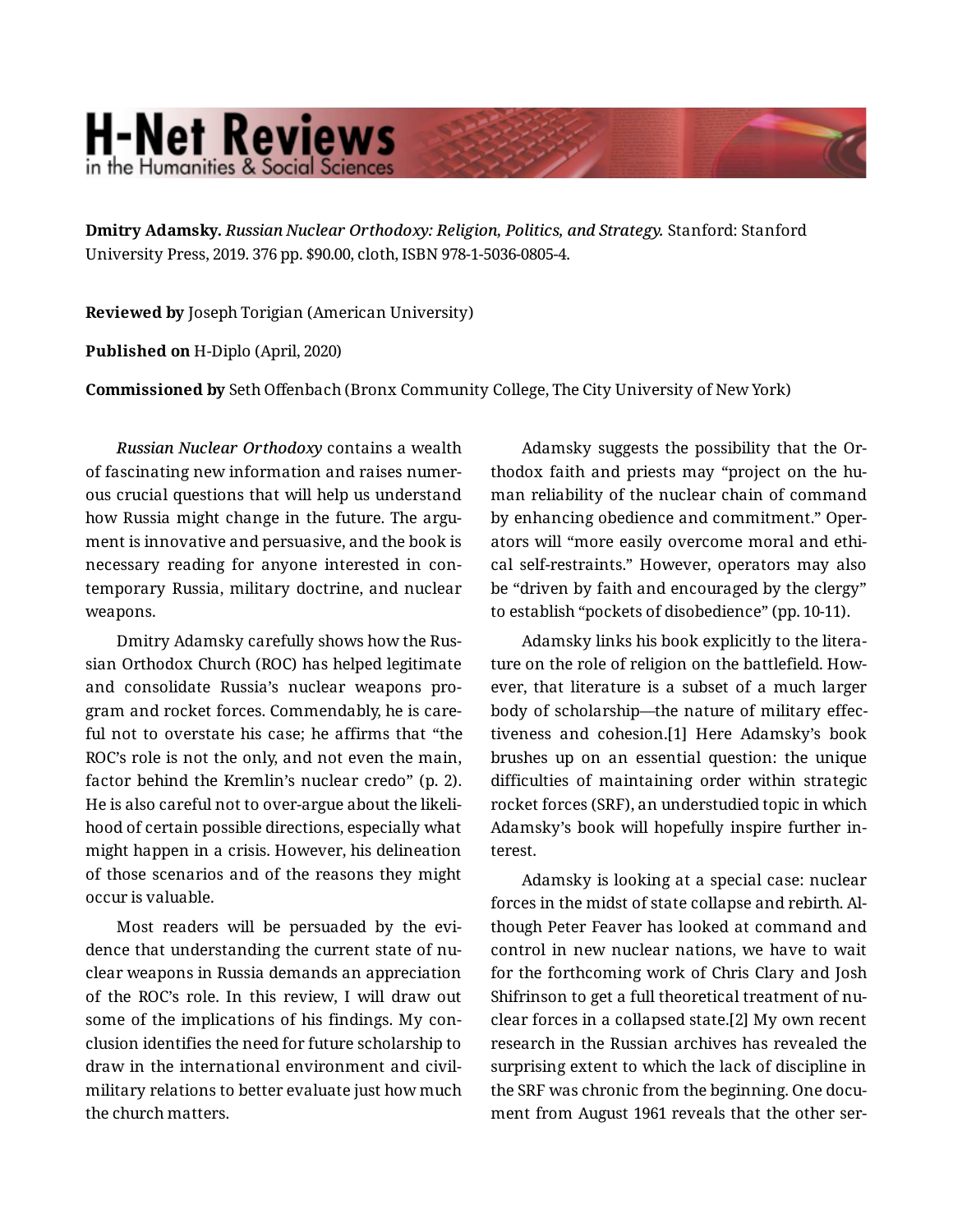**Dmitry Adamsky.** *Russian Nuclear Orthodoxy: Religion, Politics, and Strategy.* Stanford: Stanford University Press, 2019. 376 pp. $90.00, cloth, ISBN 978-1-5036-0805-4.

**Reviewed by** Joseph Torigian (American University)

**Published on** H-Diplo (April, 2020)

**Commissioned by** Seth Offenbach (Bronx Community College, The City University of New York)

*Russian Nuclear Orthodoxy* contains a wealth of fascinating new information and raises numerous crucial questions that will help us understand how Russia might change in the future. The argument is innovative and persuasive, and the book is necessary reading for anyone interested in contemporary Russia, military doctrine, and nuclear weapons.

Dmitry Adamsky carefully shows how the Russian Orthodox Church (ROC) has helped legitimate and consolidate Russia's nuclear weapons program and rocket forces. Commendably, he is careful not to overstate his case; he affirms that "the ROC's role is not the only, and not even the main, factor behind the Kremlin's nuclear credo" (p. 2). He is also careful not to over-argue about the likelihood of certain possible directions, especially what might happen in a crisis. However, his delineation of those scenarios and of the reasons they might occur is valuable.

Most readers will be persuaded by the evidence that understanding the current state of nuclear weapons in Russia demands an appreciation of the ROC's role. In this review, I will draw out some of the implications of his findings. My conclusion identifies the need for future scholarship to draw in the international environment and civil-military relations to better evaluate just how much the church matters.

Adamsky suggests the possibility that the Orthodox faith and priests may "project on the human reliability of the nuclear chain of command by enhancing obedience and commitment." Operators will "more easily overcome moral and ethical self-restraints." However, operators may also be "driven by faith and encouraged by the clergy" to establish "pockets of disobedience" (pp. 10-11).

Adamsky links his book explicitly to the literature on the role of religion on the battlefield. However, that literature is a subset of a much larger body of scholarship—the nature of military effectiveness and cohesion.[1] Here Adamsky's book brushes up on an essential question: the unique difficulties of maintaining order within strategic rocket forces (SRF), an understudied topic in which Adamsky's book will hopefully inspire further interest.

Adamsky is looking at a special case: nuclear forces in the midst of state collapse and rebirth. Although Peter Feaver has looked at command and control in new nuclear nations, we have to wait for the forthcoming work of Chris Clary and Josh Shifrinson to get a full theoretical treatment of nuclear forces in a collapsed state.[2] My own recent research in the Russian archives has revealed the surprising extent to which the lack of discipline in the SRF was chronic from the beginning. One document from August 1961 reveals that the other ser-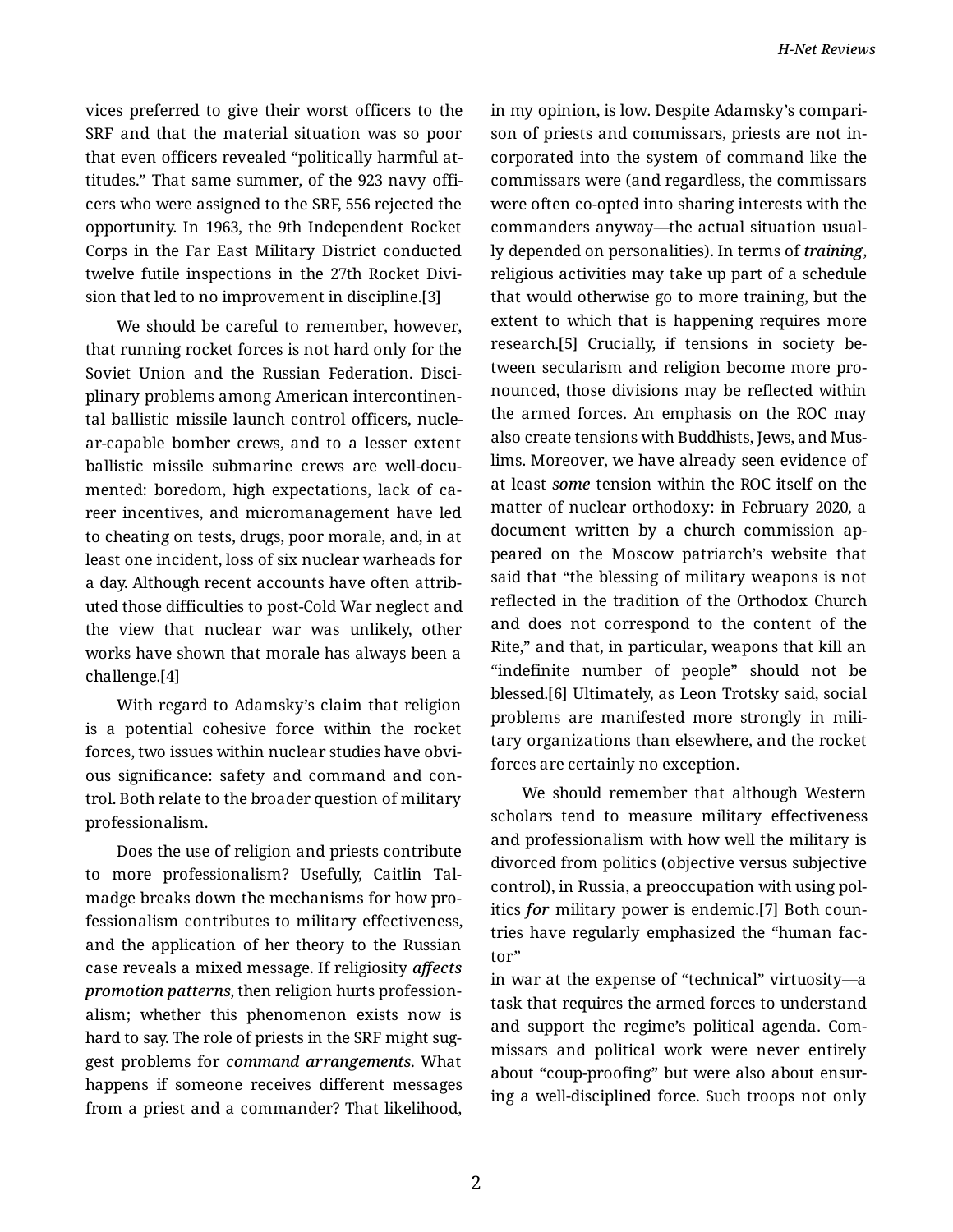vices preferred to give their worst officers to the SRF and that the material situation was so poor that even officers revealed "politically harmful attitudes." That same summer, of the 923 navy officers who were assigned to the SRF, 556 rejected the opportunity. In 1963, the 9th Independent Rocket Corps in the Far East Military District conducted twelve futile inspections in the 27th Rocket Division that led to no improvement in discipline.[3]

We should be careful to remember, however, that running rocket forces is not hard only for the Soviet Union and the Russian Federation. Disciplinary problems among American intercontinental ballistic missile launch control officers, nuclear-capable bomber crews, and to a lesser extent ballistic missile submarine crews are well-documented: boredom, high expectations, lack of career incentives, and micromanagement have led to cheating on tests, drugs, poor morale, and, in at least one incident, loss of six nuclear warheads for a day. Although recent accounts have often attributed those difficulties to post-Cold War neglect and the view that nuclear war was unlikely, other works have shown that morale has always been a challenge.[4]

With regard to Adamsky's claim that religion is a potential cohesive force within the rocket forces, two issues within nuclear studies have obvious significance: safety and command and control. Both relate to the broader question of military professionalism.

Does the use of religion and priests contribute to more professionalism? Usefully, Caitlin Talmadge breaks down the mechanisms for how professionalism contributes to military effectiveness, and the application of her theory to the Russian case reveals a mixed message. If religiosity ***affects promotion patterns***, then religion hurts professionalism; whether this phenomenon exists now is hard to say. The role of priests in the SRF might suggest problems for ***command arrangements***. What happens if someone receives different messages from a priest and a commander? That likelihood, in my opinion, is low. Despite Adamsky's comparison of priests and commissars, priests are not incorporated into the system of command like the commissars were (and regardless, the commissars were often co-opted into sharing interests with the commanders anyway—the actual situation usually depended on personalities). In terms of ***training***, religious activities may take up part of a schedule that would otherwise go to more training, but the extent to which that is happening requires more research.[5] Crucially, if tensions in society between secularism and religion become more pronounced, those divisions may be reflected within the armed forces. An emphasis on the ROC may also create tensions with Buddhists, Jews, and Muslims. Moreover, we have already seen evidence of at least ***some*** tension within the ROC itself on the matter of nuclear orthodoxy: in February 2020, a document written by a church commission appeared on the Moscow patriarch's website that said that "the blessing of military weapons is not reflected in the tradition of the Orthodox Church and does not correspond to the content of the Rite," and that, in particular, weapons that kill an "indefinite number of people" should not be blessed.[6] Ultimately, as Leon Trotsky said, social problems are manifested more strongly in military organizations than elsewhere, and the rocket forces are certainly no exception.

We should remember that although Western scholars tend to measure military effectiveness and professionalism with how well the military is divorced from politics (objective versus subjective control), in Russia, a preoccupation with using politics ***for*** military power is endemic.[7] Both countries have regularly emphasized the "human factor" in war at the expense of "technical" virtuosity—a task that requires the armed forces to understand and support the regime's political agenda. Commissars and political work were never entirely about "coup-proofing" but were also about ensuring a well-disciplined force. Such troops not only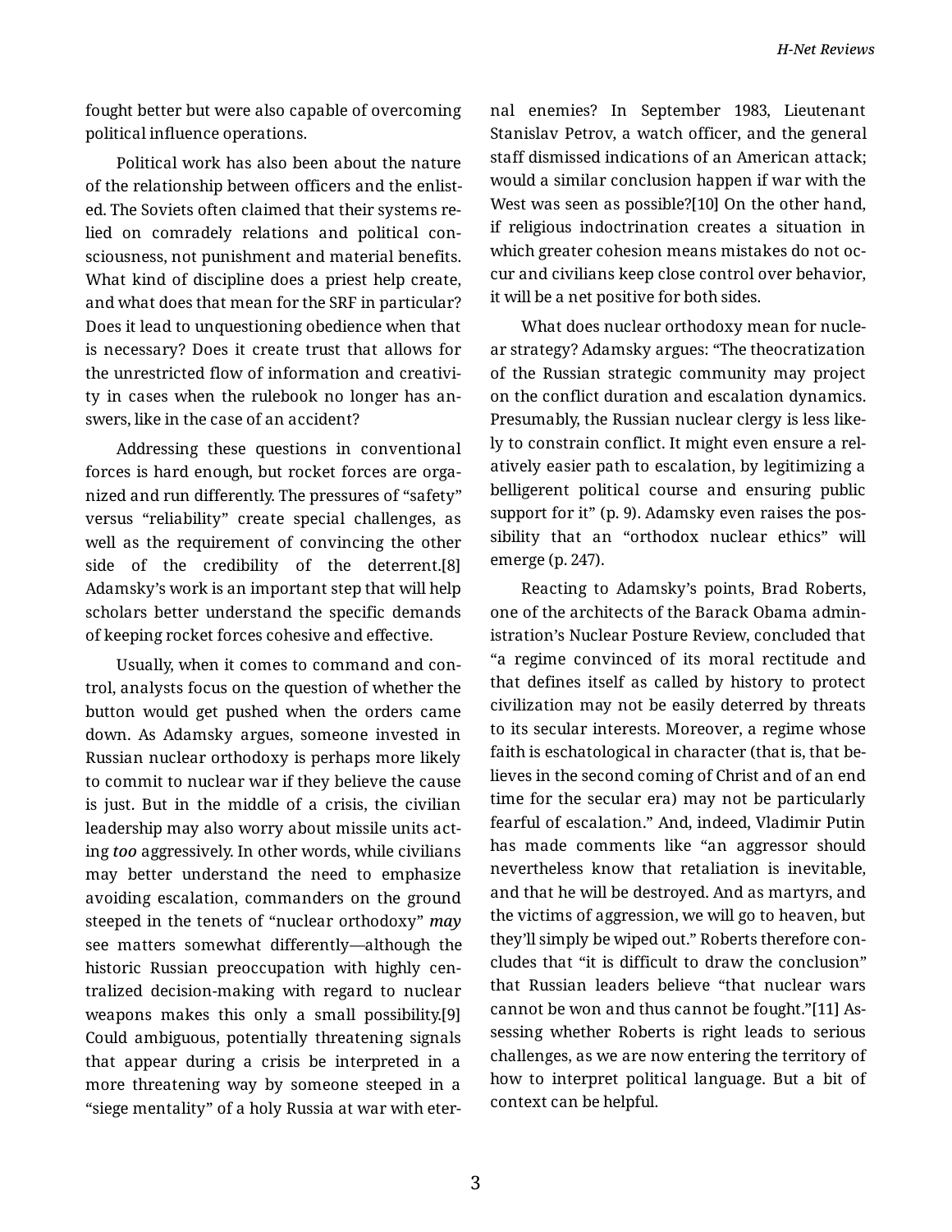fought better but were also capable of overcoming political influence operations.

Political work has also been about the nature of the relationship between officers and the enlisted. The Soviets often claimed that their systems relied on comradely relations and political consciousness, not punishment and material benefits. What kind of discipline does a priest help create, and what does that mean for the SRF in particular? Does it lead to unquestioning obedience when that is necessary? Does it create trust that allows for the unrestricted flow of information and creativity in cases when the rulebook no longer has answers, like in the case of an accident?

Addressing these questions in conventional forces is hard enough, but rocket forces are organized and run differently. The pressures of "safety" versus "reliability" create special challenges, as well as the requirement of convincing the other side of the credibility of the deterrent.[8] Adamsky's work is an important step that will help scholars better understand the specific demands of keeping rocket forces cohesive and effective.

Usually, when it comes to command and control, analysts focus on the question of whether the button would get pushed when the orders came down. As Adamsky argues, someone invested in Russian nuclear orthodoxy is perhaps more likely to commit to nuclear war if they believe the cause is just. But in the middle of a crisis, the civilian leadership may also worry about missile units acting ***too*** aggressively. In other words, while civilians may better understand the need to emphasize avoiding escalation, commanders on the ground steeped in the tenets of "nuclear orthodoxy" ***may*** see matters somewhat differently—although the historic Russian preoccupation with highly centralized decision-making with regard to nuclear weapons makes this only a small possibility.[9] Could ambiguous, potentially threatening signals that appear during a crisis be interpreted in a more threatening way by someone steeped in a "siege mentality" of a holy Russia at war with eternal enemies? In September 1983, Lieutenant Stanislav Petrov, a watch officer, and the general staff dismissed indications of an American attack; would a similar conclusion happen if war with the West was seen as possible?[10] On the other hand, if religious indoctrination creates a situation in which greater cohesion means mistakes do not occur and civilians keep close control over behavior, it will be a net positive for both sides.

What does nuclear orthodoxy mean for nuclear strategy? Adamsky argues: "The theocratization of the Russian strategic community may project on the conflict duration and escalation dynamics. Presumably, the Russian nuclear clergy is less likely to constrain conflict. It might even ensure a relatively easier path to escalation, by legitimizing a belligerent political course and ensuring public support for it" (p. 9). Adamsky even raises the possibility that an "orthodox nuclear ethics" will emerge (p. 247).

Reacting to Adamsky's points, Brad Roberts, one of the architects of the Barack Obama administration's Nuclear Posture Review, concluded that "a regime convinced of its moral rectitude and that defines itself as called by history to protect civilization may not be easily deterred by threats to its secular interests. Moreover, a regime whose faith is eschatological in character (that is, that believes in the second coming of Christ and of an end time for the secular era) may not be particularly fearful of escalation." And, indeed, Vladimir Putin has made comments like "an aggressor should nevertheless know that retaliation is inevitable, and that he will be destroyed. And as martyrs, and the victims of aggression, we will go to heaven, but they'll simply be wiped out." Roberts therefore concludes that "it is difficult to draw the conclusion" that Russian leaders believe "that nuclear wars cannot be won and thus cannot be fought."[11] Assessing whether Roberts is right leads to serious challenges, as we are now entering the territory of how to interpret political language. But a bit of context can be helpful.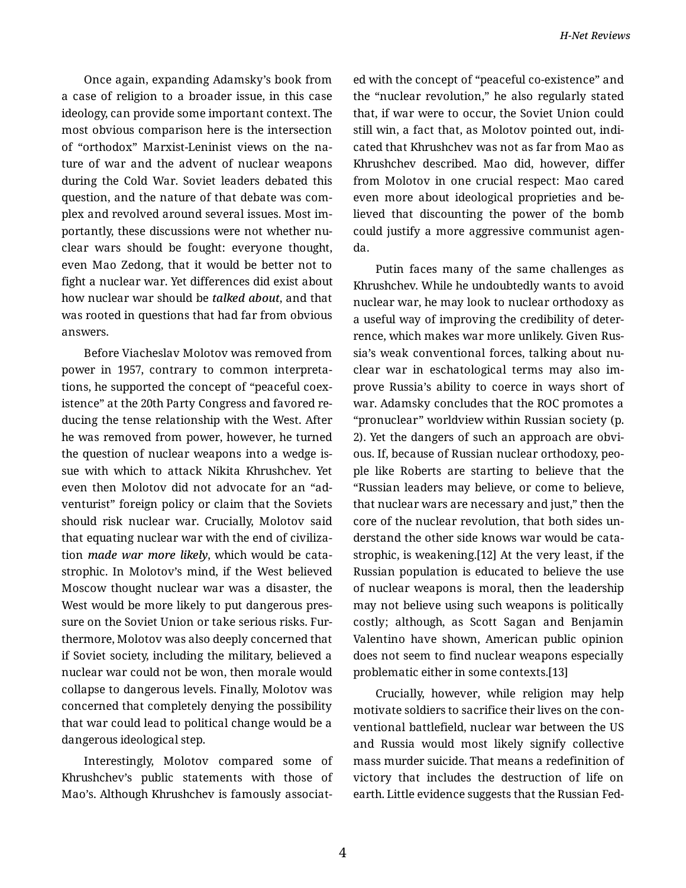Once again, expanding Adamsky's book from a case of religion to a broader issue, in this case ideology, can provide some important context. The most obvious comparison here is the intersection of "orthodox" Marxist-Leninist views on the nature of war and the advent of nuclear weapons during the Cold War. Soviet leaders debated this question, and the nature of that debate was complex and revolved around several issues. Most importantly, these discussions were not whether nuclear wars should be fought: everyone thought, even Mao Zedong, that it would be better not to fight a nuclear war. Yet differences did exist about how nuclear war should be ***talked about***, and that was rooted in questions that had far from obvious answers.

Before Viacheslav Molotov was removed from power in 1957, contrary to common interpretations, he supported the concept of "peaceful coexistence" at the 20th Party Congress and favored reducing the tense relationship with the West. After he was removed from power, however, he turned the question of nuclear weapons into a wedge issue with which to attack Nikita Khrushchev. Yet even then Molotov did not advocate for an "adventurist" foreign policy or claim that the Soviets should risk nuclear war. Crucially, Molotov said that equating nuclear war with the end of civilization ***made war more likely***, which would be catastrophic. In Molotov's mind, if the West believed Moscow thought nuclear war was a disaster, the West would be more likely to put dangerous pressure on the Soviet Union or take serious risks. Furthermore, Molotov was also deeply concerned that if Soviet society, including the military, believed a nuclear war could not be won, then morale would collapse to dangerous levels. Finally, Molotov was concerned that completely denying the possibility that war could lead to political change would be a dangerous ideological step.

Interestingly, Molotov compared some of Khrushchev's public statements with those of Mao's. Although Khrushchev is famously associated with the concept of "peaceful co-existence" and the "nuclear revolution," he also regularly stated that, if war were to occur, the Soviet Union could still win, a fact that, as Molotov pointed out, indicated that Khrushchev was not as far from Mao as Khrushchev described. Mao did, however, differ from Molotov in one crucial respect: Mao cared even more about ideological proprieties and believed that discounting the power of the bomb could justify a more aggressive communist agenda.

Putin faces many of the same challenges as Khrushchev. While he undoubtedly wants to avoid nuclear war, he may look to nuclear orthodoxy as a useful way of improving the credibility of deterrence, which makes war more unlikely. Given Russia's weak conventional forces, talking about nuclear war in eschatological terms may also improve Russia's ability to coerce in ways short of war. Adamsky concludes that the ROC promotes a "pronuclear" worldview within Russian society (p. 2). Yet the dangers of such an approach are obvious. If, because of Russian nuclear orthodoxy, people like Roberts are starting to believe that the "Russian leaders may believe, or come to believe, that nuclear wars are necessary and just," then the core of the nuclear revolution, that both sides understand the other side knows war would be catastrophic, is weakening.[12] At the very least, if the Russian population is educated to believe the use of nuclear weapons is moral, then the leadership may not believe using such weapons is politically costly; although, as Scott Sagan and Benjamin Valentino have shown, American public opinion does not seem to find nuclear weapons especially problematic either in some contexts.[13]

Crucially, however, while religion may help motivate soldiers to sacrifice their lives on the conventional battlefield, nuclear war between the US and Russia would most likely signify collective mass murder suicide. That means a redefinition of victory that includes the destruction of life on earth. Little evidence suggests that the Russian Fed-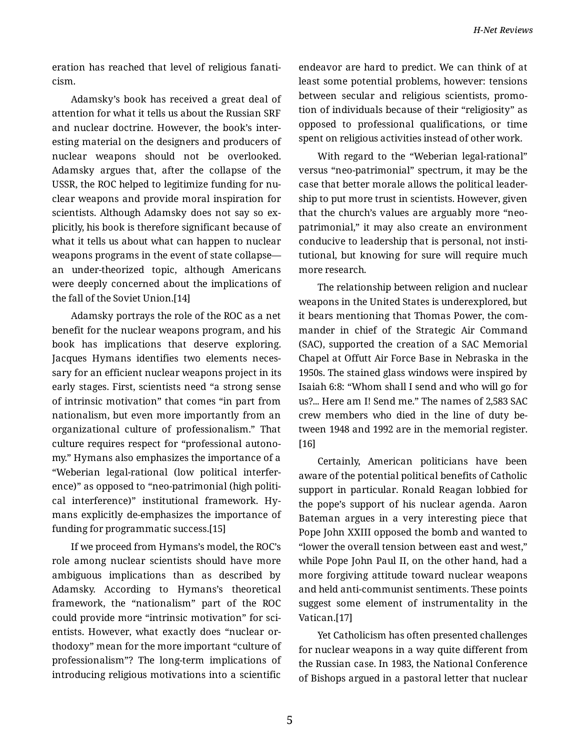eration has reached that level of religious fanaticism.

Adamsky's book has received a great deal of attention for what it tells us about the Russian SRF and nuclear doctrine. However, the book's interesting material on the designers and producers of nuclear weapons should not be overlooked. Adamsky argues that, after the collapse of the USSR, the ROC helped to legitimize funding for nuclear weapons and provide moral inspiration for scientists. Although Adamsky does not say so explicitly, his book is therefore significant because of what it tells us about what can happen to nuclear weapons programs in the event of state collapse—an under-theorized topic, although Americans were deeply concerned about the implications of the fall of the Soviet Union.[14]

Adamsky portrays the role of the ROC as a net benefit for the nuclear weapons program, and his book has implications that deserve exploring. Jacques Hymans identifies two elements necessary for an efficient nuclear weapons project in its early stages. First, scientists need "a strong sense of intrinsic motivation" that comes "in part from nationalism, but even more importantly from an organizational culture of professionalism." That culture requires respect for "professional autonomy." Hymans also emphasizes the importance of a "Weberian legal-rational (low political interference)" as opposed to "neo-patrimonial (high political interference)" institutional framework. Hymans explicitly de-emphasizes the importance of funding for programmatic success.[15]

If we proceed from Hymans's model, the ROC's role among nuclear scientists should have more ambiguous implications than as described by Adamsky. According to Hymans's theoretical framework, the "nationalism" part of the ROC could provide more "intrinsic motivation" for scientists. However, what exactly does "nuclear orthodoxy" mean for the more important "culture of professionalism"? The long-term implications of introducing religious motivations into a scientific endeavor are hard to predict. We can think of at least some potential problems, however: tensions between secular and religious scientists, promotion of individuals because of their "religiosity" as opposed to professional qualifications, or time spent on religious activities instead of other work.

With regard to the "Weberian legal-rational" versus "neo-patrimonial" spectrum, it may be the case that better morale allows the political leadership to put more trust in scientists. However, given that the church's values are arguably more "neo-patrimonial," it may also create an environment conducive to leadership that is personal, not institutional, but knowing for sure will require much more research.

The relationship between religion and nuclear weapons in the United States is underexplored, but it bears mentioning that Thomas Power, the commander in chief of the Strategic Air Command (SAC), supported the creation of a SAC Memorial Chapel at Offutt Air Force Base in Nebraska in the 1950s. The stained glass windows were inspired by Isaiah 6:8: "Whom shall I send and who will go for us?... Here am I! Send me." The names of 2,583 SAC crew members who died in the line of duty between 1948 and 1992 are in the memorial register.[16]

Certainly, American politicians have been aware of the potential political benefits of Catholic support in particular. Ronald Reagan lobbied for the pope's support of his nuclear agenda. Aaron Bateman argues in a very interesting piece that Pope John XXIII opposed the bomb and wanted to "lower the overall tension between east and west," while Pope John Paul II, on the other hand, had a more forgiving attitude toward nuclear weapons and held anti-communist sentiments. These points suggest some element of instrumentality in the Vatican.[17]

Yet Catholicism has often presented challenges for nuclear weapons in a way quite different from the Russian case. In 1983, the National Conference of Bishops argued in a pastoral letter that nuclear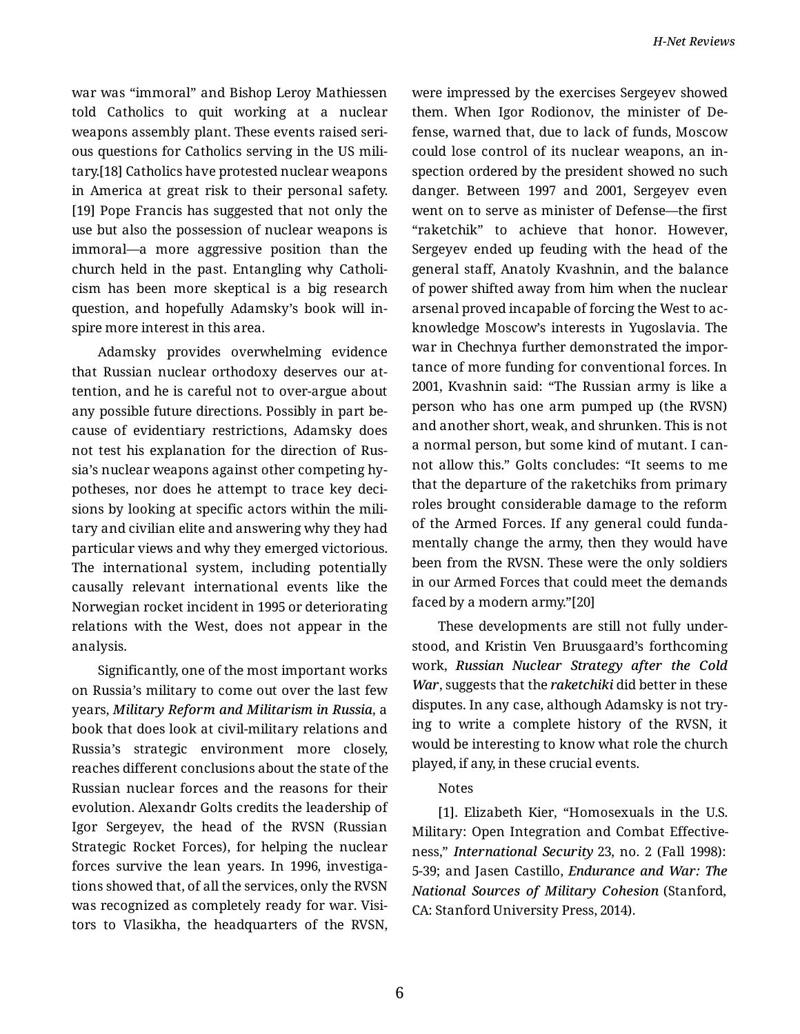war was “immoral” and Bishop Leroy Mathiessen told Catholics to quit working at a nuclear weapons assembly plant. These events raised serious questions for Catholics serving in the US military.[18] Catholics have protested nuclear weapons in America at great risk to their personal safety.[19] Pope Francis has suggested that not only the use but also the possession of nuclear weapons is immoral—a more aggressive position than the church held in the past. Entangling why Catholicism has been more skeptical is a big research question, and hopefully Adamsky’s book will inspire more interest in this area.

Adamsky provides overwhelming evidence that Russian nuclear orthodoxy deserves our attention, and he is careful not to over-argue about any possible future directions. Possibly in part because of evidentiary restrictions, Adamsky does not test his explanation for the direction of Russia’s nuclear weapons against other competing hypotheses, nor does he attempt to trace key decisions by looking at specific actors within the military and civilian elite and answering why they had particular views and why they emerged victorious. The international system, including potentially causally relevant international events like the Norwegian rocket incident in 1995 or deteriorating relations with the West, does not appear in the analysis.

Significantly, one of the most important works on Russia’s military to come out over the last few years, ***Military Reform and Militarism in Russia***, a book that does look at civil-military relations and Russia’s strategic environment more closely, reaches different conclusions about the state of the Russian nuclear forces and the reasons for their evolution. Alexandr Golts credits the leadership of Igor Sergeyev, the head of the RVSN (Russian Strategic Rocket Forces), for helping the nuclear forces survive the lean years. In 1996, investigations showed that, of all the services, only the RVSN was recognized as completely ready for war. Visitors to Vlasikha, the headquarters of the RVSN, were impressed by the exercises Sergeyev showed them. When Igor Rodionov, the minister of Defense, warned that, due to lack of funds, Moscow could lose control of its nuclear weapons, an inspection ordered by the president showed no such danger. Between 1997 and 2001, Sergeyev even went on to serve as minister of Defense—the first “raketchik” to achieve that honor. However, Sergeyev ended up feuding with the head of the general staff, Anatoly Kvashnin, and the balance of power shifted away from him when the nuclear arsenal proved incapable of forcing the West to acknowledge Moscow’s interests in Yugoslavia. The war in Chechnya further demonstrated the importance of more funding for conventional forces. In 2001, Kvashnin said: “The Russian army is like a person who has one arm pumped up (the RVSN) and another short, weak, and shrunken. This is not a normal person, but some kind of mutant. I cannot allow this.” Golts concludes: “It seems to me that the departure of the raketchiks from primary roles brought considerable damage to the reform of the Armed Forces. If any general could fundamentally change the army, then they would have been from the RVSN. These were the only soldiers in our Armed Forces that could meet the demands faced by a modern army.”[20]

These developments are still not fully understood, and Kristin Ven Bruusgaard’s forthcoming work, ***Russian Nuclear Strategy after the Cold War***, suggests that the ***raketchiki*** did better in these disputes. In any case, although Adamsky is not trying to write a complete history of the RVSN, it would be interesting to know what role the church played, if any, in these crucial events.

Notes

[1]. Elizabeth Kier, “Homosexuals in the U.S. Military: Open Integration and Combat Effectiveness,” ***International Security*** 23, no. 2 (Fall 1998): 5-39; and Jasen Castillo, ***Endurance and War: The National Sources of Military Cohesion*** (Stanford, CA: Stanford University Press, 2014).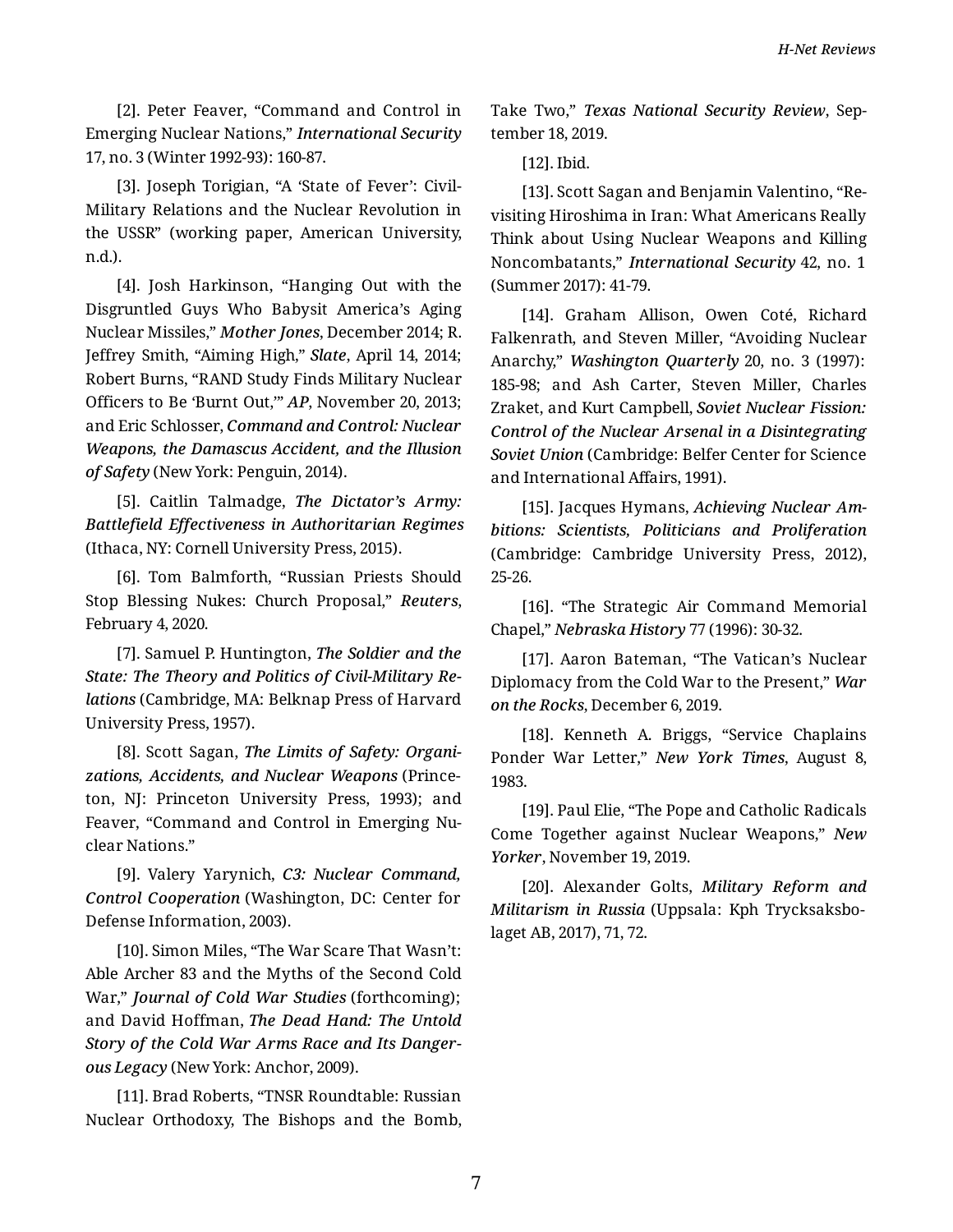[2]. Peter Feaver, "Command and Control in Emerging Nuclear Nations," *International Security* 17, no. 3 (Winter 1992-93): 160-87.

[3]. Joseph Torigian, "A 'State of Fever': Civil-Military Relations and the Nuclear Revolution in the USSR" (working paper, American University, n.d.).

[4]. Josh Harkinson, "Hanging Out with the Disgruntled Guys Who Babysit America's Aging Nuclear Missiles," *Mother Jones*, December 2014; R. Jeffrey Smith, "Aiming High," *Slate*, April 14, 2014; Robert Burns, "RAND Study Finds Military Nuclear Officers to Be 'Burnt Out,'" *AP*, November 20, 2013; and Eric Schlosser, *Command and Control: Nuclear Weapons, the Damascus Accident, and the Illusion of Safety* (New York: Penguin, 2014).

[5]. Caitlin Talmadge, *The Dictator's Army: Battlefield Effectiveness in Authoritarian Regimes* (Ithaca, NY: Cornell University Press, 2015).

[6]. Tom Balmforth, "Russian Priests Should Stop Blessing Nukes: Church Proposal," *Reuters*, February 4, 2020.

[7]. Samuel P. Huntington, *The Soldier and the State: The Theory and Politics of Civil-Military Relations* (Cambridge, MA: Belknap Press of Harvard University Press, 1957).

[8]. Scott Sagan, *The Limits of Safety: Organizations, Accidents, and Nuclear Weapons* (Princeton, NJ: Princeton University Press, 1993); and Feaver, "Command and Control in Emerging Nuclear Nations."

[9]. Valery Yarynich, *C3: Nuclear Command, Control Cooperation* (Washington, DC: Center for Defense Information, 2003).

[10]. Simon Miles, "The War Scare That Wasn't: Able Archer 83 and the Myths of the Second Cold War," *Journal of Cold War Studies* (forthcoming); and David Hoffman, *The Dead Hand: The Untold Story of the Cold War Arms Race and Its Dangerous Legacy* (New York: Anchor, 2009).

[11]. Brad Roberts, "TNSR Roundtable: Russian Nuclear Orthodoxy, The Bishops and the Bomb, Take Two," *Texas National Security Review*, September 18, 2019.

[12]. Ibid.

[13]. Scott Sagan and Benjamin Valentino, "Revisiting Hiroshima in Iran: What Americans Really Think about Using Nuclear Weapons and Killing Noncombatants," *International Security* 42, no. 1 (Summer 2017): 41-79.

[14]. Graham Allison, Owen Coté, Richard Falkenrath, and Steven Miller, "Avoiding Nuclear Anarchy," *Washington Quarterly* 20, no. 3 (1997): 185-98; and Ash Carter, Steven Miller, Charles Zraket, and Kurt Campbell, *Soviet Nuclear Fission: Control of the Nuclear Arsenal in a Disintegrating Soviet Union* (Cambridge: Belfer Center for Science and International Affairs, 1991).

[15]. Jacques Hymans, *Achieving Nuclear Ambitions: Scientists, Politicians and Proliferation* (Cambridge: Cambridge University Press, 2012), 25-26.

[16]. "The Strategic Air Command Memorial Chapel," *Nebraska History* 77 (1996): 30-32.

[17]. Aaron Bateman, "The Vatican's Nuclear Diplomacy from the Cold War to the Present," *War on the Rocks*, December 6, 2019.

[18]. Kenneth A. Briggs, "Service Chaplains Ponder War Letter," *New York Times*, August 8, 1983.

[19]. Paul Elie, "The Pope and Catholic Radicals Come Together against Nuclear Weapons," *New Yorker*, November 19, 2019.

[20]. Alexander Golts, *Military Reform and Militarism in Russia* (Uppsala: Kph Trycksaksbolaget AB, 2017), 71, 72.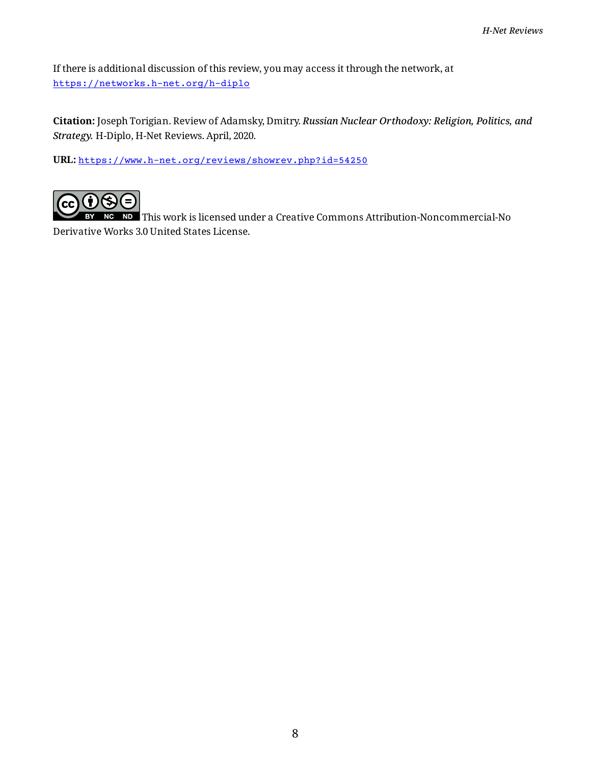If there is additional discussion of this review, you may access it through the network, at https://networks.h-net.org/h-diplo

**Citation:** Joseph Torigian. Review of Adamsky, Dmitry. *Russian Nuclear Orthodoxy: Religion, Politics, and Strategy.* H-Diplo, H-Net Reviews. April, 2020.

**URL:** https://www.h-net.org/reviews/showrev.php?id=54250

This work is licensed under a Creative Commons Attribution-Noncommercial-No Derivative Works 3.0 United States License.